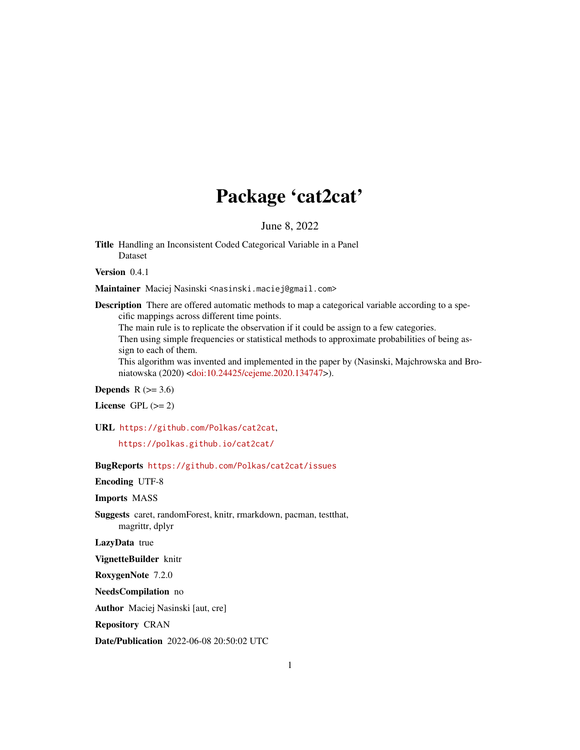# Package 'cat2cat'

June 8, 2022

**Title** Handling an Inconsistent Coded Categorical Variable in a Panel Dataset

**Version** 0.4.1

**Maintainer** Maciej Nasinski <nasinski.maciej@gmail.com>

**Description** There are offered automatic methods to map a categorical variable according to a specific mappings across different time points.
The main rule is to replicate the observation if it could be assign to a few categories.
Then using simple frequencies or statistical methods to approximate probabilities of being assign to each of them.
This algorithm was invented and implemented in the paper by (Nasinski, Majchrowska and Broniatowska (2020) <doi:10.24425/cejeme.2020.134747>).

**Depends** R (>= 3.6)

**License** GPL (>= 2)

**URL** https://github.com/Polkas/cat2cat,
https://polkas.github.io/cat2cat/

**BugReports** https://github.com/Polkas/cat2cat/issues

**Encoding** UTF-8

**Imports** MASS

**Suggests** caret, randomForest, knitr, rmarkdown, pacman, testthat, magrittr, dplyr

**LazyData** true

**VignetteBuilder** knitr

**RoxygenNote** 7.2.0

**NeedsCompilation** no

**Author** Maciej Nasinski [aut, cre]

**Repository** CRAN

**Date/Publication** 2022-06-08 20:50:02 UTC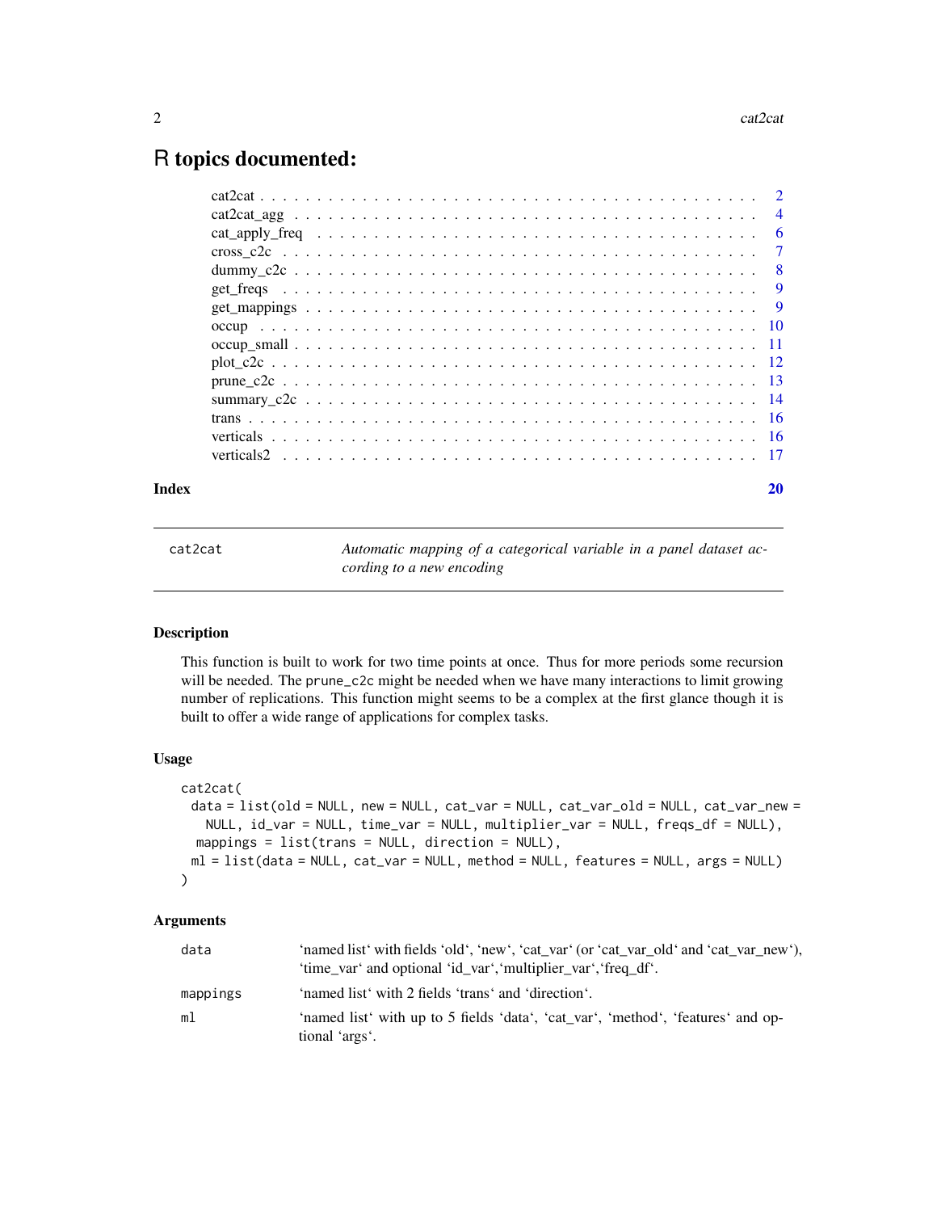# R topics documented:

| | |
|---|---|
| cat2cat | 2 |
| cat2cat_agg | 4 |
| cat_apply_freq | 6 |
| cross_c2c | 7 |
| dummy_c2c | 8 |
| get_freqs | 9 |
| get_mappings | 9 |
| occup | 10 |
| occup_small | 11 |
| plot_c2c | 12 |
| prune_c2c | 13 |
| summary_c2c | 14 |
| trans | 16 |
| verticals | 16 |
| verticals2 | 17 |
| **Index** | **20** |

---

`cat2cat` — *Automatic mapping of a categorical variable in a panel dataset according to a new encoding*

---

### Description

This function is built to work for two time points at once. Thus for more periods some recursion will be needed. The `prune_c2c` might be needed when we have many interactions to limit growing number of replications. This function might seems to be a complex at the first glance though it is built to offer a wide range of applications for complex tasks.

### Usage

```
cat2cat(
  data = list(old = NULL, new = NULL, cat_var = NULL, cat_var_old = NULL, cat_var_new =
    NULL, id_var = NULL, time_var = NULL, multiplier_var = NULL, freqs_df = NULL),
  mappings = list(trans = NULL, direction = NULL),
  ml = list(data = NULL, cat_var = NULL, method = NULL, features = NULL, args = NULL)
)
```

### Arguments

| | |
|---|---|
| `data` | 'named list' with fields 'old', 'new', 'cat_var' (or 'cat_var_old' and 'cat_var_new'), 'time_var' and optional 'id_var','multiplier_var','freq_df'. |
| `mappings` | 'named list' with 2 fields 'trans' and 'direction'. |
| `ml` | 'named list' with up to 5 fields 'data', 'cat_var', 'method', 'features' and optional 'args'. |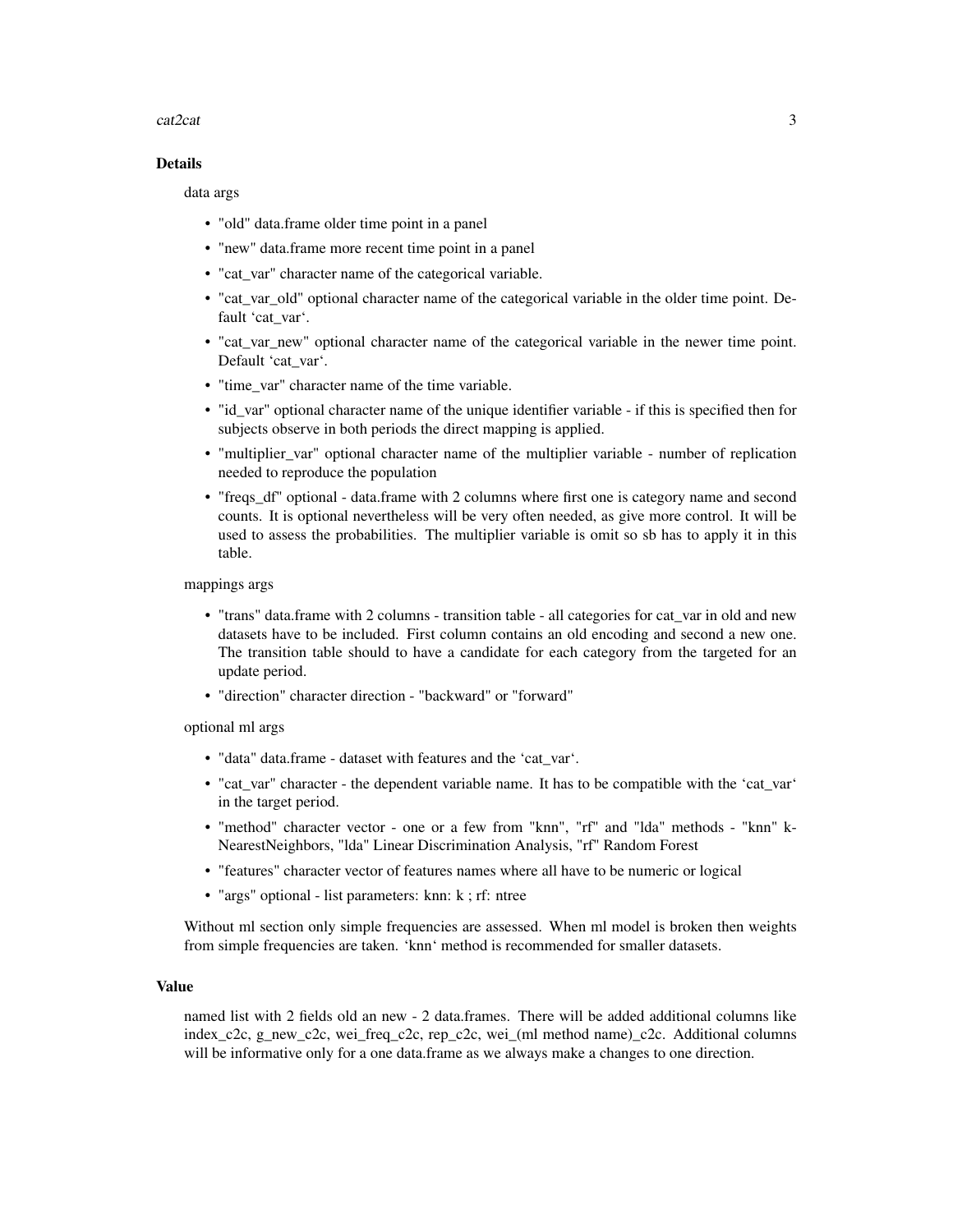### Details

data args

- "old" data.frame older time point in a panel
- "new" data.frame more recent time point in a panel
- "cat_var" character name of the categorical variable.
- "cat_var_old" optional character name of the categorical variable in the older time point. Default 'cat_var'.
- "cat_var_new" optional character name of the categorical variable in the newer time point. Default 'cat_var'.
- "time_var" character name of the time variable.
- "id_var" optional character name of the unique identifier variable - if this is specified then for subjects observe in both periods the direct mapping is applied.
- "multiplier_var" optional character name of the multiplier variable - number of replication needed to reproduce the population
- "freqs_df" optional - data.frame with 2 columns where first one is category name and second counts. It is optional nevertheless will be very often needed, as give more control. It will be used to assess the probabilities. The multiplier variable is omit so sb has to apply it in this table.

mappings args

- "trans" data.frame with 2 columns - transition table - all categories for cat_var in old and new datasets have to be included. First column contains an old encoding and second a new one. The transition table should to have a candidate for each category from the targeted for an update period.
- "direction" character direction - "backward" or "forward"

optional ml args

- "data" data.frame - dataset with features and the 'cat_var'.
- "cat_var" character - the dependent variable name. It has to be compatible with the 'cat_var' in the target period.
- "method" character vector - one or a few from "knn", "rf" and "lda" methods - "knn" k-NearestNeighbors, "lda" Linear Discrimination Analysis, "rf" Random Forest
- "features" character vector of features names where all have to be numeric or logical
- "args" optional - list parameters: knn: k ; rf: ntree

Without ml section only simple frequencies are assessed. When ml model is broken then weights from simple frequencies are taken. 'knn' method is recommended for smaller datasets.

### Value

named list with 2 fields old an new - 2 data.frames. There will be added additional columns like index_c2c, g_new_c2c, wei_freq_c2c, rep_c2c, wei_(ml method name)_c2c. Additional columns will be informative only for a one data.frame as we always make a changes to one direction.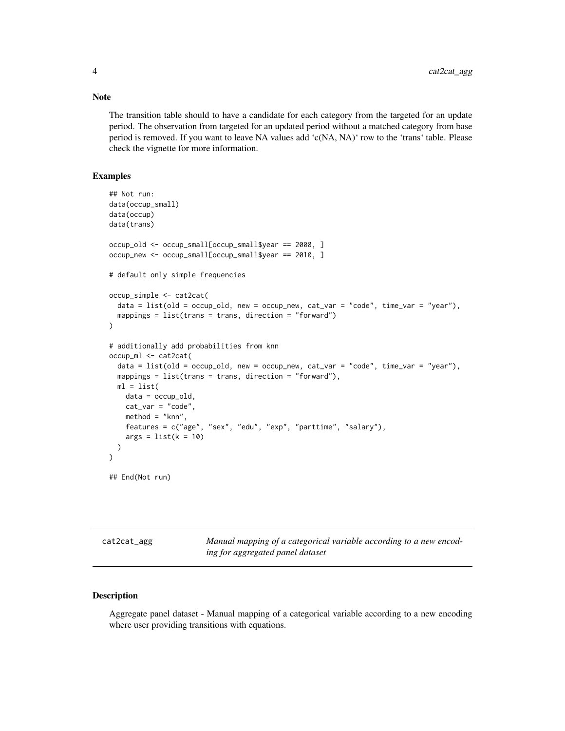### Note

The transition table should to have a candidate for each category from the targeted for an update period. The observation from targeted for an updated period without a matched category from base period is removed. If you want to leave NA values add ‘c(NA, NA)‘ row to the ‘trans‘ table. Please check the vignette for more information.

### Examples

```
## Not run:
data(occup_small)
data(occup)
data(trans)

occup_old <- occup_small[occup_small$year == 2008, ]
occup_new <- occup_small[occup_small$year == 2010, ]

# default only simple frequencies

occup_simple <- cat2cat(
  data = list(old = occup_old, new = occup_new, cat_var = "code", time_var = "year"),
  mappings = list(trans = trans, direction = "forward")
)

# additionally add probabilities from knn
occup_ml <- cat2cat(
  data = list(old = occup_old, new = occup_new, cat_var = "code", time_var = "year"),
  mappings = list(trans = trans, direction = "forward"),
  ml = list(
    data = occup_old,
    cat_var = "code",
    method = "knn",
    features = c("age", "sex", "edu", "exp", "parttime", "salary"),
    args = list(k = 10)
  )
)

## End(Not run)
```

---

## cat2cat_agg — *Manual mapping of a categorical variable according to a new encoding for aggregated panel dataset*

---

### Description

Aggregate panel dataset - Manual mapping of a categorical variable according to a new encoding where user providing transitions with equations.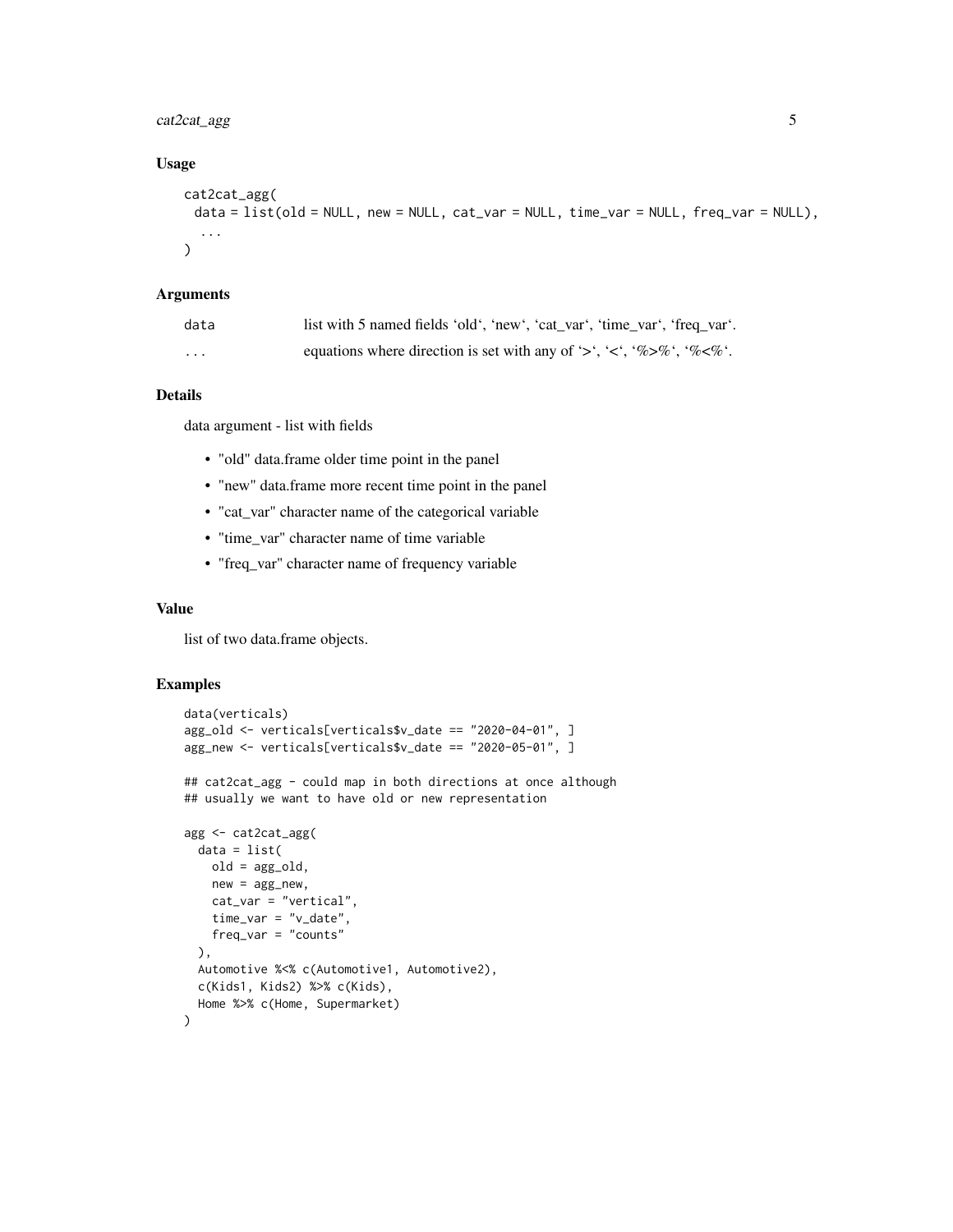## Usage

```
cat2cat_agg(
  data = list(old = NULL, new = NULL, cat_var = NULL, time_var = NULL, freq_var = NULL),
  ...
)
```

## Arguments

| | |
|---|---|
| data | list with 5 named fields 'old', 'new', 'cat_var', 'time_var', 'freq_var'. |
| ... | equations where direction is set with any of '>', '<', '%>%', '%<%'. |

## Details

data argument - list with fields

- "old" data.frame older time point in the panel
- "new" data.frame more recent time point in the panel
- "cat_var" character name of the categorical variable
- "time_var" character name of time variable
- "freq_var" character name of frequency variable

## Value

list of two data.frame objects.

## Examples

```
data(verticals)
agg_old <- verticals[verticals$v_date == "2020-04-01", ]
agg_new <- verticals[verticals$v_date == "2020-05-01", ]

## cat2cat_agg - could map in both directions at once although
## usually we want to have old or new representation

agg <- cat2cat_agg(
  data = list(
    old = agg_old,
    new = agg_new,
    cat_var = "vertical",
    time_var = "v_date",
    freq_var = "counts"
  ),
  Automotive %<% c(Automotive1, Automotive2),
  c(Kids1, Kids2) %>% c(Kids),
  Home %>% c(Home, Supermarket)
)
```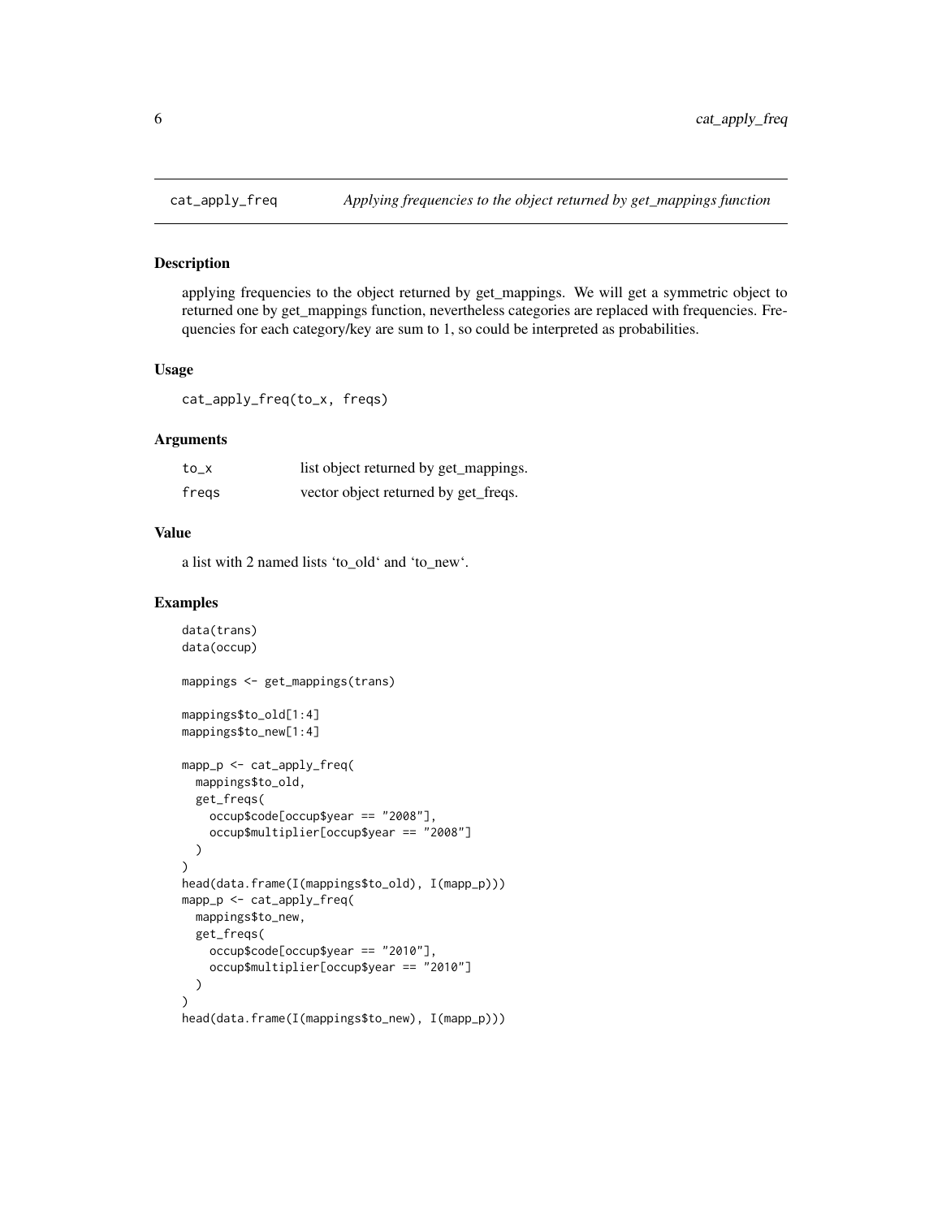# cat_apply_freq — *Applying frequencies to the object returned by get_mappings function*

## Description

applying frequencies to the object returned by get_mappings. We will get a symmetric object to returned one by get_mappings function, nevertheless categories are replaced with frequencies. Frequencies for each category/key are sum to 1, so could be interpreted as probabilities.

## Usage

```
cat_apply_freq(to_x, freqs)
```

## Arguments

| | |
|---|---|
| `to_x` | list object returned by get_mappings. |
| `freqs` | vector object returned by get_freqs. |

## Value

a list with 2 named lists 'to_old' and 'to_new'.

## Examples

```
data(trans)
data(occup)

mappings <- get_mappings(trans)

mappings$to_old[1:4]
mappings$to_new[1:4]

mapp_p <- cat_apply_freq(
  mappings$to_old,
  get_freqs(
    occup$code[occup$year == "2008"],
    occup$multiplier[occup$year == "2008"]
  )
)
head(data.frame(I(mappings$to_old), I(mapp_p)))
mapp_p <- cat_apply_freq(
  mappings$to_new,
  get_freqs(
    occup$code[occup$year == "2010"],
    occup$multiplier[occup$year == "2010"]
  )
)
head(data.frame(I(mappings$to_new), I(mapp_p)))
```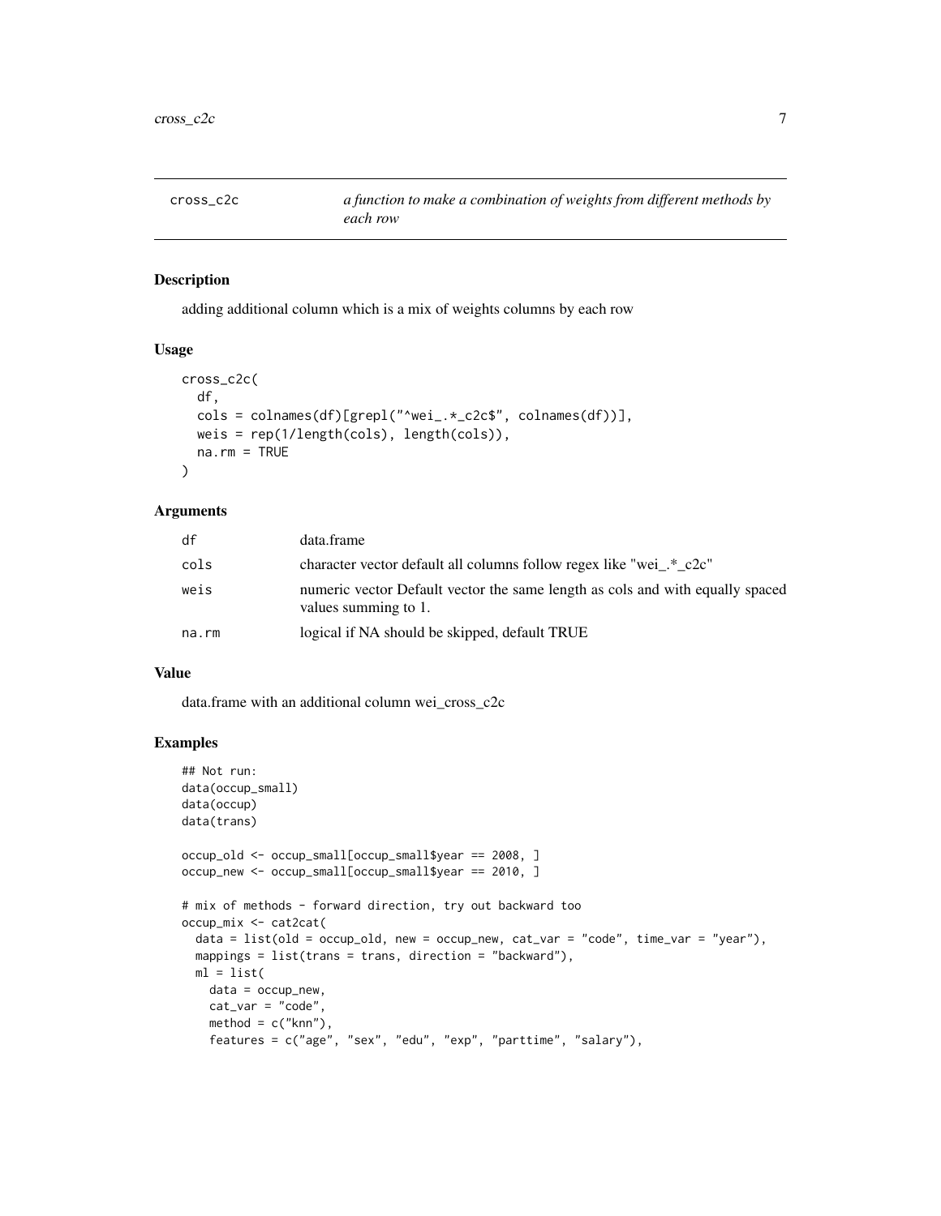`cross_c2c` — *a function to make a combination of weights from different methods by each row*

## Description

adding additional column which is a mix of weights columns by each row

## Usage

```
cross_c2c(
  df,
  cols = colnames(df)[grepl("^wei_.*_c2c$", colnames(df))],
  weis = rep(1/length(cols), length(cols)),
  na.rm = TRUE
)
```

## Arguments

| | |
|---|---|
| df | data.frame |
| cols | character vector default all columns follow regex like "wei_.*_c2c" |
| weis | numeric vector Default vector the same length as cols and with equally spaced values summing to 1. |
| na.rm | logical if NA should be skipped, default TRUE |

## Value

data.frame with an additional column wei_cross_c2c

## Examples

```
## Not run:
data(occup_small)
data(occup)
data(trans)

occup_old <- occup_small[occup_small$year == 2008, ]
occup_new <- occup_small[occup_small$year == 2010, ]

# mix of methods - forward direction, try out backward too
occup_mix <- cat2cat(
  data = list(old = occup_old, new = occup_new, cat_var = "code", time_var = "year"),
  mappings = list(trans = trans, direction = "backward"),
  ml = list(
    data = occup_new,
    cat_var = "code",
    method = c("knn"),
    features = c("age", "sex", "edu", "exp", "parttime", "salary"),
```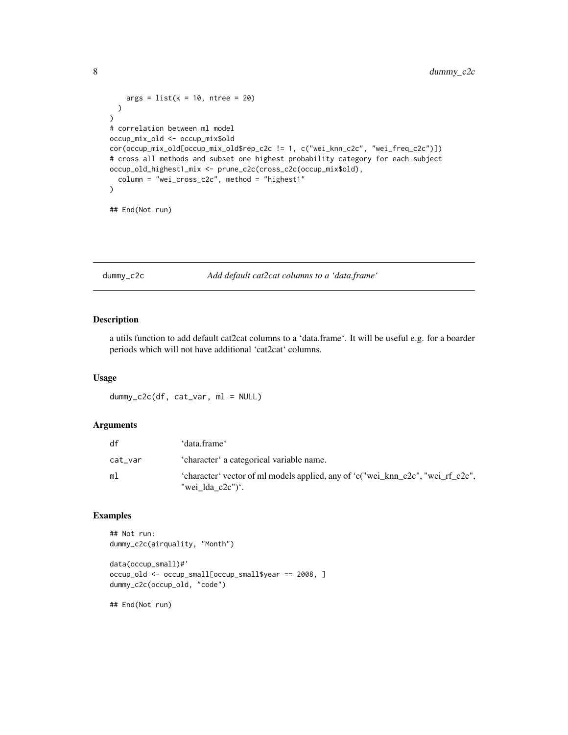```
    args = list(k = 10, ntree = 20)
  )
)
# correlation between ml model
occup_mix_old <- occup_mix$old
cor(occup_mix_old[occup_mix_old$rep_c2c != 1, c("wei_knn_c2c", "wei_freq_c2c")])
# cross all methods and subset one highest probability category for each subject
occup_old_highest1_mix <- prune_c2c(cross_c2c(occup_mix$old),
  column = "wei_cross_c2c", method = "highest1"
)

## End(Not run)
```

## dummy_c2c — *Add default cat2cat columns to a 'data.frame'*

### Description

a utils function to add default cat2cat columns to a 'data.frame'. It will be useful e.g. for a boarder periods which will not have additional 'cat2cat' columns.

### Usage

```
dummy_c2c(df, cat_var, ml = NULL)
```

### Arguments

| | |
|---|---|
| `df` | 'data.frame' |
| `cat_var` | 'character' a categorical variable name. |
| `ml` | 'character' vector of ml models applied, any of 'c("wei_knn_c2c", "wei_rf_c2c", "wei_lda_c2c")'. |

### Examples

```
## Not run:
dummy_c2c(airquality, "Month")

data(occup_small)#'
occup_old <- occup_small[occup_small$year == 2008, ]
dummy_c2c(occup_old, "code")

## End(Not run)
```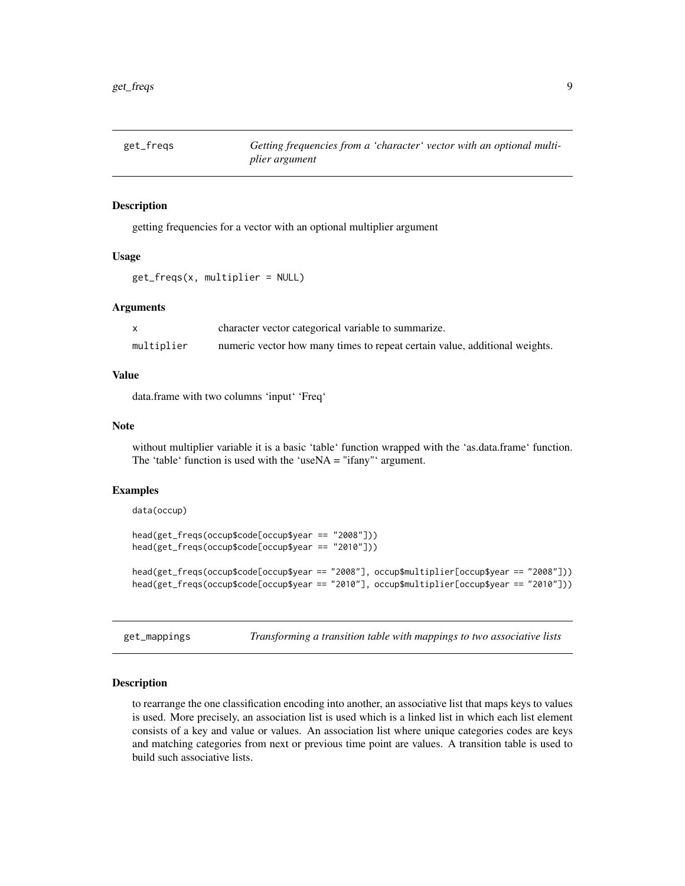## get_freqs — *Getting frequencies from a 'character' vector with an optional multiplier argument*

### Description

getting frequencies for a vector with an optional multiplier argument

### Usage

```
get_freqs(x, multiplier = NULL)
```

### Arguments

| | |
|---|---|
| x | character vector categorical variable to summarize. |
| multiplier | numeric vector how many times to repeat certain value, additional weights. |

### Value

data.frame with two columns 'input' 'Freq'

### Note

without multiplier variable it is a basic 'table' function wrapped with the 'as.data.frame' function. The 'table' function is used with the 'useNA = "ifany"' argument.

### Examples

```
data(occup)

head(get_freqs(occup$code[occup$year == "2008"]))
head(get_freqs(occup$code[occup$year == "2010"]))

head(get_freqs(occup$code[occup$year == "2008"], occup$multiplier[occup$year == "2008"]))
head(get_freqs(occup$code[occup$year == "2010"], occup$multiplier[occup$year == "2010"]))
```

## get_mappings — *Transforming a transition table with mappings to two associative lists*

### Description

to rearrange the one classification encoding into another, an associative list that maps keys to values is used. More precisely, an association list is used which is a linked list in which each list element consists of a key and value or values. An association list where unique categories codes are keys and matching categories from next or previous time point are values. A transition table is used to build such associative lists.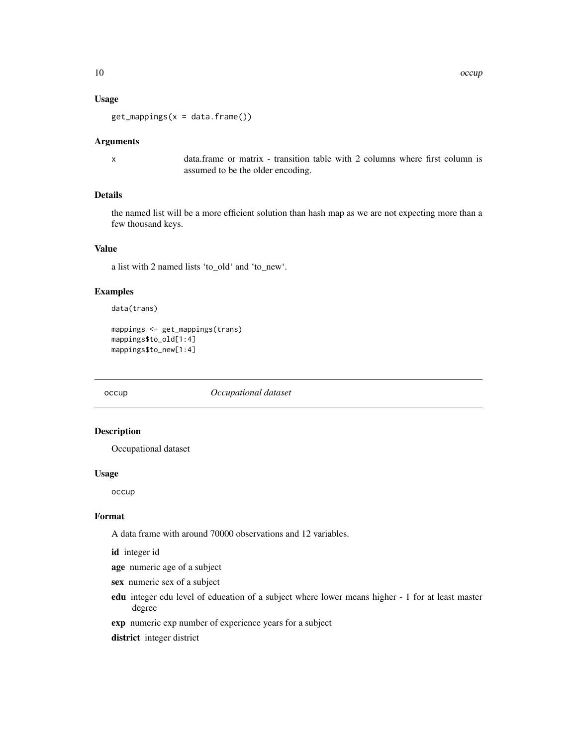### Usage

```
get_mappings(x = data.frame())
```

### Arguments

x data.frame or matrix - transition table with 2 columns where first column is assumed to be the older encoding.

### Details

the named list will be a more efficient solution than hash map as we are not expecting more than a few thousand keys.

### Value

a list with 2 named lists 'to_old' and 'to_new'.

### Examples

```
data(trans)

mappings <- get_mappings(trans)
mappings$to_old[1:4]
mappings$to_new[1:4]
```

---

## occup *Occupational dataset*

### Description

Occupational dataset

### Usage

```
occup
```

### Format

A data frame with around 70000 observations and 12 variables.

**id** integer id

**age** numeric age of a subject

**sex** numeric sex of a subject

**edu** integer edu level of education of a subject where lower means higher - 1 for at least master degree

**exp** numeric exp number of experience years for a subject

**district** integer district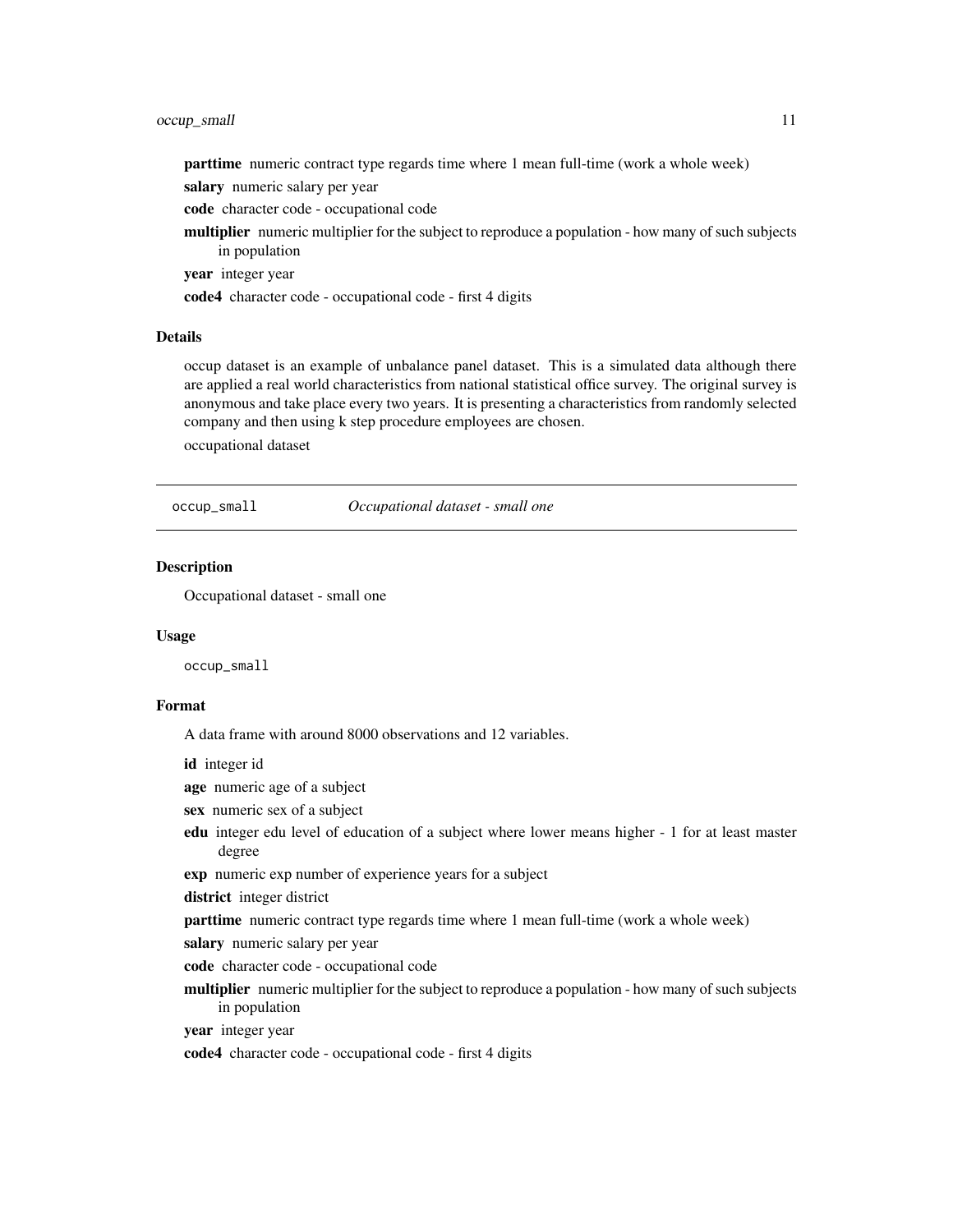**parttime** numeric contract type regards time where 1 mean full-time (work a whole week)

**salary** numeric salary per year

**code** character code - occupational code

**multiplier** numeric multiplier for the subject to reproduce a population - how many of such subjects in population

**year** integer year

**code4** character code - occupational code - first 4 digits

### Details

occup dataset is an example of unbalance panel dataset. This is a simulated data although there are applied a real world characteristics from national statistical office survey. The original survey is anonymous and take place every two years. It is presenting a characteristics from randomly selected company and then using k step procedure employees are chosen.

occupational dataset

---

## occup_small — *Occupational dataset - small one*

### Description

Occupational dataset - small one

### Usage

```
occup_small
```

### Format

A data frame with around 8000 observations and 12 variables.

**id** integer id

**age** numeric age of a subject

**sex** numeric sex of a subject

**edu** integer edu level of education of a subject where lower means higher - 1 for at least master degree

**exp** numeric exp number of experience years for a subject

**district** integer district

**parttime** numeric contract type regards time where 1 mean full-time (work a whole week)

**salary** numeric salary per year

**code** character code - occupational code

**multiplier** numeric multiplier for the subject to reproduce a population - how many of such subjects in population

**year** integer year

**code4** character code - occupational code - first 4 digits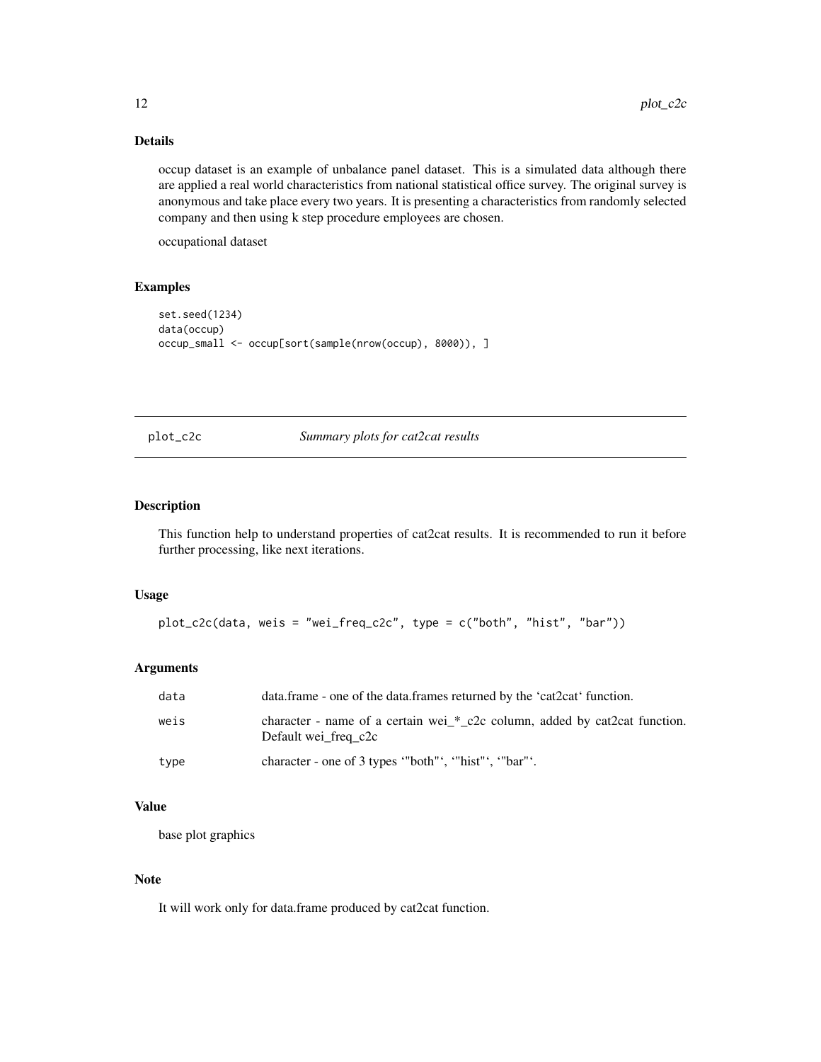### Details

occup dataset is an example of unbalance panel dataset. This is a simulated data although there are applied a real world characteristics from national statistical office survey. The original survey is anonymous and take place every two years. It is presenting a characteristics from randomly selected company and then using k step procedure employees are chosen.

occupational dataset

### Examples

```
set.seed(1234)
data(occup)
occup_small <- occup[sort(sample(nrow(occup), 8000)), ]
```

## plot_c2c — *Summary plots for cat2cat results*

### Description

This function help to understand properties of cat2cat results. It is recommended to run it before further processing, like next iterations.

### Usage

```
plot_c2c(data, weis = "wei_freq_c2c", type = c("both", "hist", "bar"))
```

### Arguments

| | |
|---|---|
| data | data.frame - one of the data.frames returned by the 'cat2cat' function. |
| weis | character - name of a certain wei_*_c2c column, added by cat2cat function. Default wei_freq_c2c |
| type | character - one of 3 types '"both"', '"hist"', '"bar"'. |

### Value

base plot graphics

### Note

It will work only for data.frame produced by cat2cat function.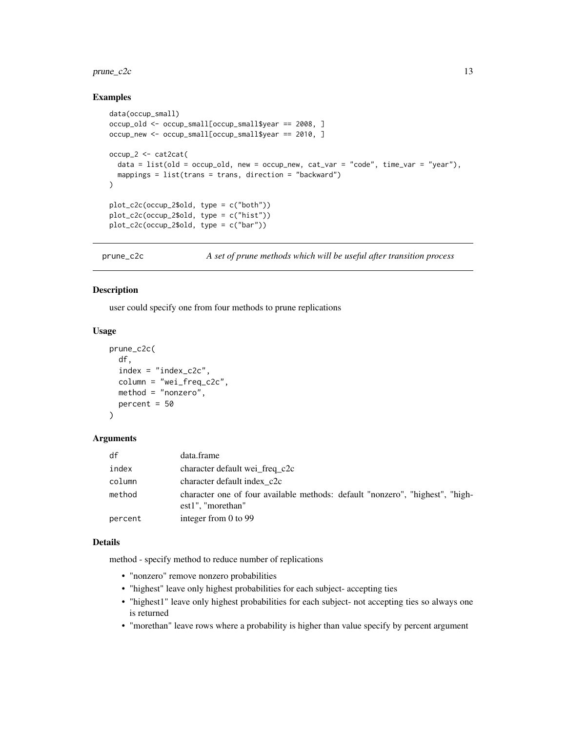### Examples

```
data(occup_small)
occup_old <- occup_small[occup_small$year == 2008, ]
occup_new <- occup_small[occup_small$year == 2010, ]

occup_2 <- cat2cat(
  data = list(old = occup_old, new = occup_new, cat_var = "code", time_var = "year"),
  mappings = list(trans = trans, direction = "backward")
)

plot_c2c(occup_2$old, type = c("both"))
plot_c2c(occup_2$old, type = c("hist"))
plot_c2c(occup_2$old, type = c("bar"))
```

---

## prune_c2c — *A set of prune methods which will be useful after transition process*

### Description

user could specify one from four methods to prune replications

### Usage

```
prune_c2c(
  df,
  index = "index_c2c",
  column = "wei_freq_c2c",
  method = "nonzero",
  percent = 50
)
```

### Arguments

| | |
|---|---|
| df | data.frame |
| index | character default wei_freq_c2c |
| column | character default index_c2c |
| method | character one of four available methods: default "nonzero", "highest", "highest1", "morethan" |
| percent | integer from 0 to 99 |

### Details

method - specify method to reduce number of replications

- "nonzero" remove nonzero probabilities
- "highest" leave only highest probabilities for each subject- accepting ties
- "highest1" leave only highest probabilities for each subject- not accepting ties so always one is returned
- "morethan" leave rows where a probability is higher than value specify by percent argument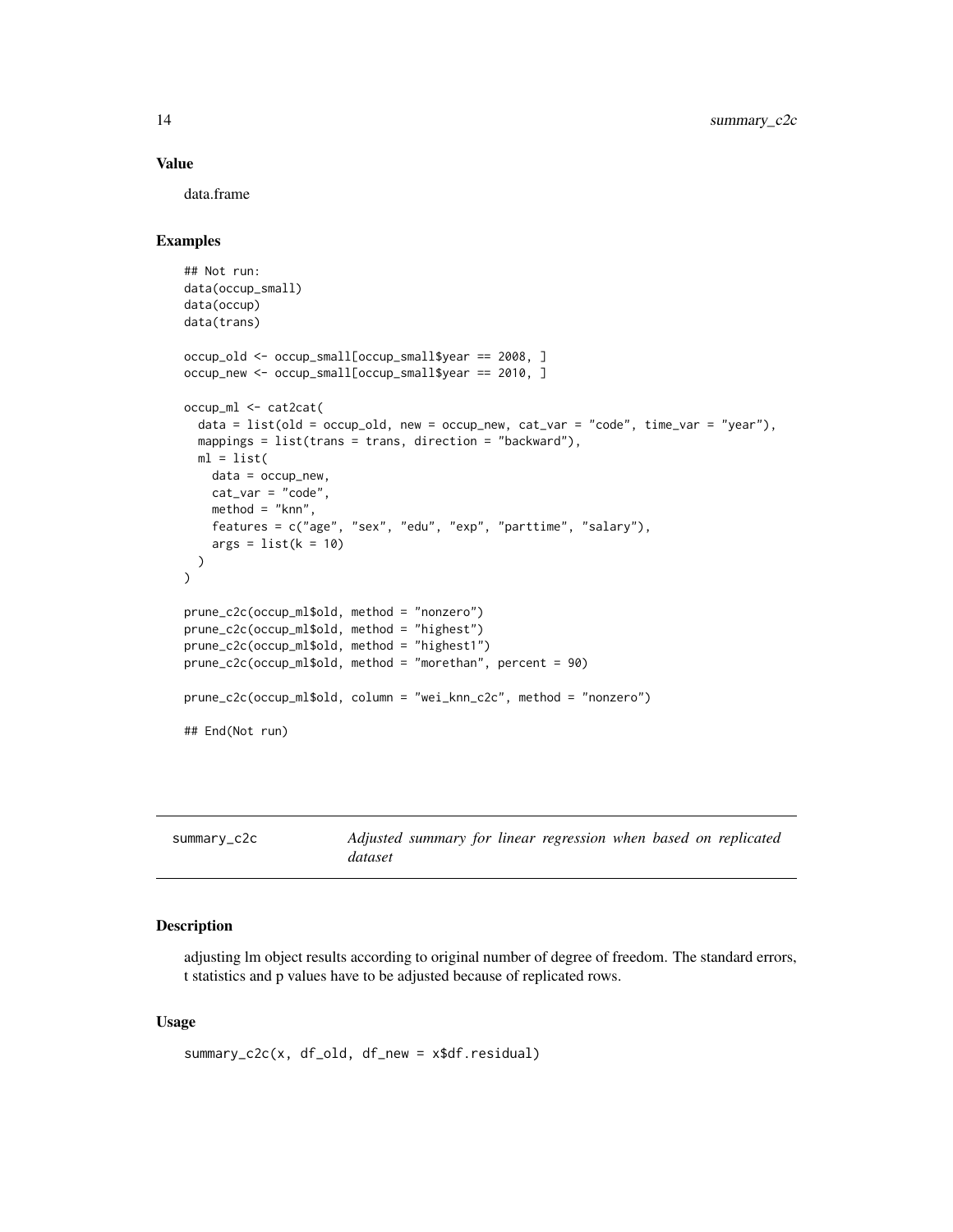## Value

data.frame

## Examples

```
## Not run:
data(occup_small)
data(occup)
data(trans)

occup_old <- occup_small[occup_small$year == 2008, ]
occup_new <- occup_small[occup_small$year == 2010, ]

occup_ml <- cat2cat(
  data = list(old = occup_old, new = occup_new, cat_var = "code", time_var = "year"),
  mappings = list(trans = trans, direction = "backward"),
  ml = list(
    data = occup_new,
    cat_var = "code",
    method = "knn",
    features = c("age", "sex", "edu", "exp", "parttime", "salary"),
    args = list(k = 10)
  )
)

prune_c2c(occup_ml$old, method = "nonzero")
prune_c2c(occup_ml$old, method = "highest")
prune_c2c(occup_ml$old, method = "highest1")
prune_c2c(occup_ml$old, method = "morethan", percent = 90)

prune_c2c(occup_ml$old, column = "wei_knn_c2c", method = "nonzero")

## End(Not run)
```

---

# summary_c2c — *Adjusted summary for linear regression when based on replicated dataset*

## Description

adjusting lm object results according to original number of degree of freedom. The standard errors, t statistics and p values have to be adjusted because of replicated rows.

## Usage

```
summary_c2c(x, df_old, df_new = x$df.residual)
```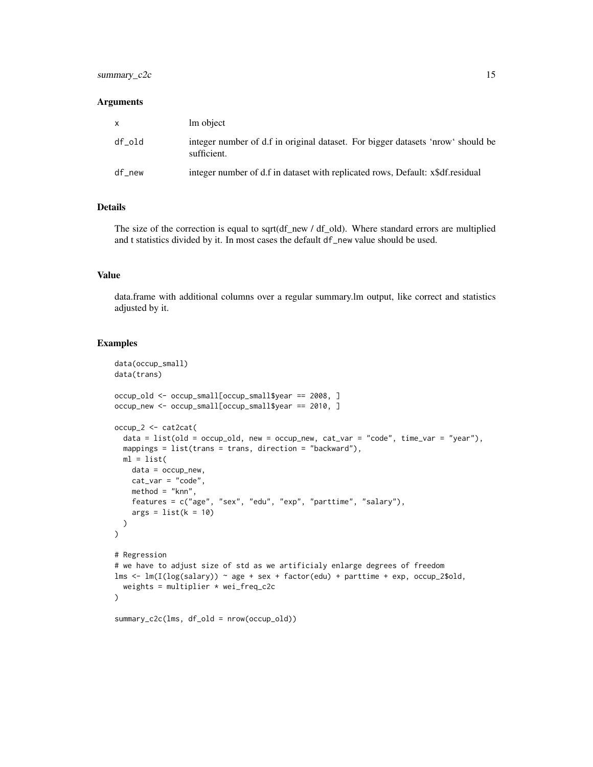### Arguments

| | |
|---|---|
| x | lm object |
| df_old | integer number of d.f in original dataset. For bigger datasets 'nrow' should be sufficient. |
| df_new | integer number of d.f in dataset with replicated rows, Default: x$df.residual |

### Details

The size of the correction is equal to sqrt(df_new / df_old). Where standard errors are multiplied and t statistics divided by it. In most cases the default `df_new` value should be used.

### Value

data.frame with additional columns over a regular summary.lm output, like correct and statistics adjusted by it.

### Examples

```
data(occup_small)
data(trans)

occup_old <- occup_small[occup_small$year == 2008, ]
occup_new <- occup_small[occup_small$year == 2010, ]

occup_2 <- cat2cat(
  data = list(old = occup_old, new = occup_new, cat_var = "code", time_var = "year"),
  mappings = list(trans = trans, direction = "backward"),
  ml = list(
    data = occup_new,
    cat_var = "code",
    method = "knn",
    features = c("age", "sex", "edu", "exp", "parttime", "salary"),
    args = list(k = 10)
  )
)

# Regression
# we have to adjust size of std as we artificialy enlarge degrees of freedom
lms <- lm(I(log(salary)) ~ age + sex + factor(edu) + parttime + exp, occup_2$old,
  weights = multiplier * wei_freq_c2c
)

summary_c2c(lms, df_old = nrow(occup_old))
```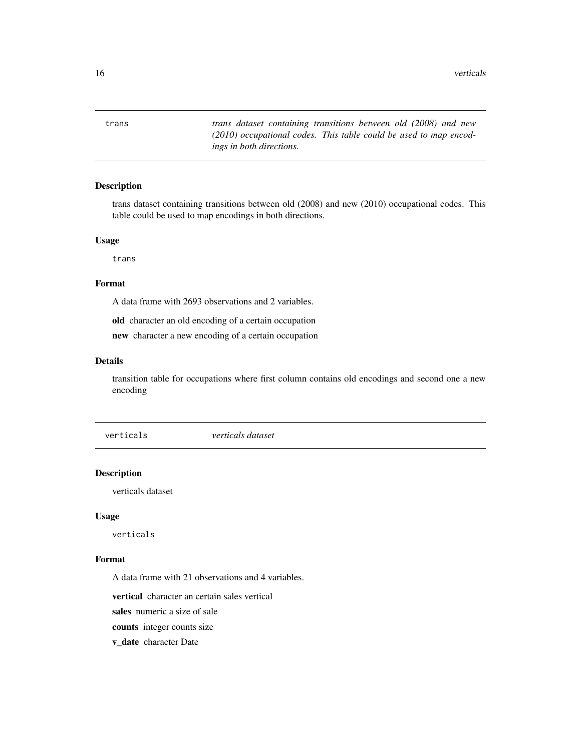| trans | *trans dataset containing transitions between old (2008) and new (2010) occupational codes. This table could be used to map encodings in both directions.* |
|---|---|

### Description

trans dataset containing transitions between old (2008) and new (2010) occupational codes. This table could be used to map encodings in both directions.

### Usage

```
trans
```

### Format

A data frame with 2693 observations and 2 variables.

**old** character an old encoding of a certain occupation

**new** character a new encoding of a certain occupation

### Details

transition table for occupations where first column contains old encodings and second one a new encoding

| verticals | *verticals dataset* |
|---|---|

### Description

verticals dataset

### Usage

```
verticals
```

### Format

A data frame with 21 observations and 4 variables.

**vertical** character an certain sales vertical

**sales** numeric a size of sale

**counts** integer counts size

**v_date** character Date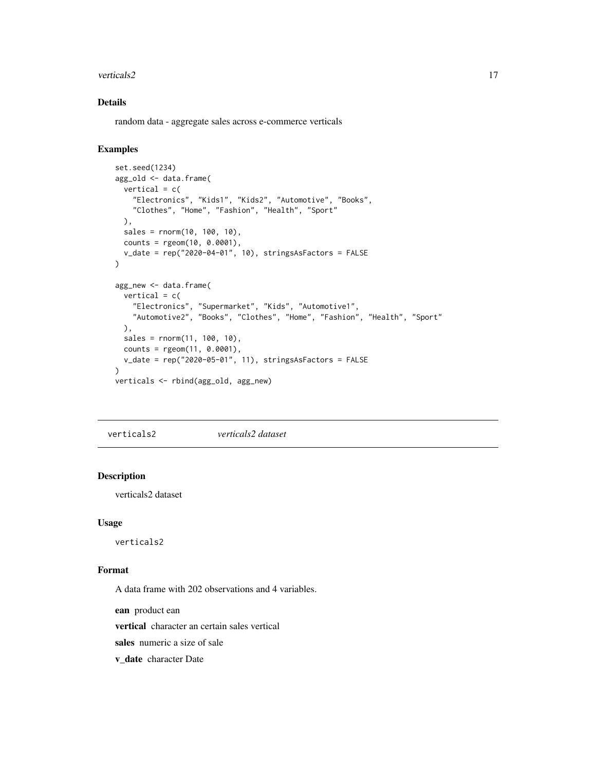### Details

random data - aggregate sales across e-commerce verticals

### Examples

```
set.seed(1234)
agg_old <- data.frame(
  vertical = c(
    "Electronics", "Kids1", "Kids2", "Automotive", "Books",
    "Clothes", "Home", "Fashion", "Health", "Sport"
  ),
  sales = rnorm(10, 100, 10),
  counts = rgeom(10, 0.0001),
  v_date = rep("2020-04-01", 10), stringsAsFactors = FALSE
)

agg_new <- data.frame(
  vertical = c(
    "Electronics", "Supermarket", "Kids", "Automotive1",
    "Automotive2", "Books", "Clothes", "Home", "Fashion", "Health", "Sport"
  ),
  sales = rnorm(11, 100, 10),
  counts = rgeom(11, 0.0001),
  v_date = rep("2020-05-01", 11), stringsAsFactors = FALSE
)
verticals <- rbind(agg_old, agg_new)
```

## verticals2 &nbsp;&nbsp;&nbsp; *verticals2 dataset*

### Description

verticals2 dataset

### Usage

```
verticals2
```

### Format

A data frame with 202 observations and 4 variables.

**ean** product ean

**vertical** character an certain sales vertical

**sales** numeric a size of sale

**v_date** character Date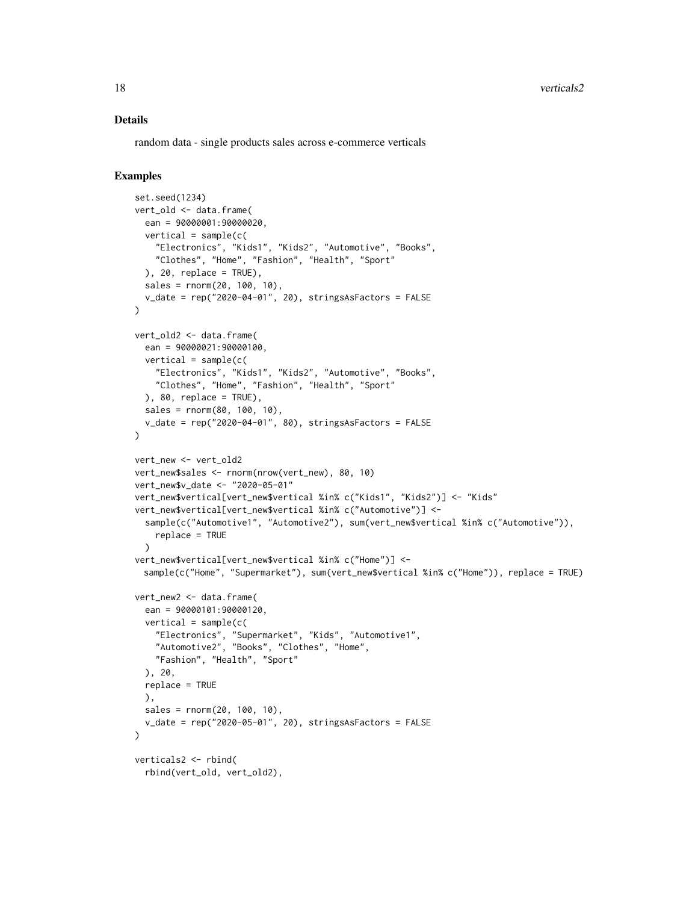## Details

random data - single products sales across e-commerce verticals

## Examples

```
set.seed(1234)
vert_old <- data.frame(
  ean = 90000001:90000020,
  vertical = sample(c(
    "Electronics", "Kids1", "Kids2", "Automotive", "Books",
    "Clothes", "Home", "Fashion", "Health", "Sport"
  ), 20, replace = TRUE),
  sales = rnorm(20, 100, 10),
  v_date = rep("2020-04-01", 20), stringsAsFactors = FALSE
)

vert_old2 <- data.frame(
  ean = 90000021:90000100,
  vertical = sample(c(
    "Electronics", "Kids1", "Kids2", "Automotive", "Books",
    "Clothes", "Home", "Fashion", "Health", "Sport"
  ), 80, replace = TRUE),
  sales = rnorm(80, 100, 10),
  v_date = rep("2020-04-01", 80), stringsAsFactors = FALSE
)

vert_new <- vert_old2
vert_new$sales <- rnorm(nrow(vert_new), 80, 10)
vert_new$v_date <- "2020-05-01"
vert_new$vertical[vert_new$vertical %in% c("Kids1", "Kids2")] <- "Kids"
vert_new$vertical[vert_new$vertical %in% c("Automotive")] <-
  sample(c("Automotive1", "Automotive2"), sum(vert_new$vertical %in% c("Automotive")),
    replace = TRUE
  )
vert_new$vertical[vert_new$vertical %in% c("Home")] <-
  sample(c("Home", "Supermarket"), sum(vert_new$vertical %in% c("Home")), replace = TRUE)

vert_new2 <- data.frame(
  ean = 90000101:90000120,
  vertical = sample(c(
    "Electronics", "Supermarket", "Kids", "Automotive1",
    "Automotive2", "Books", "Clothes", "Home",
    "Fashion", "Health", "Sport"
  ), 20,
  replace = TRUE
  ),
  sales = rnorm(20, 100, 10),
  v_date = rep("2020-05-01", 20), stringsAsFactors = FALSE
)

verticals2 <- rbind(
  rbind(vert_old, vert_old2),
```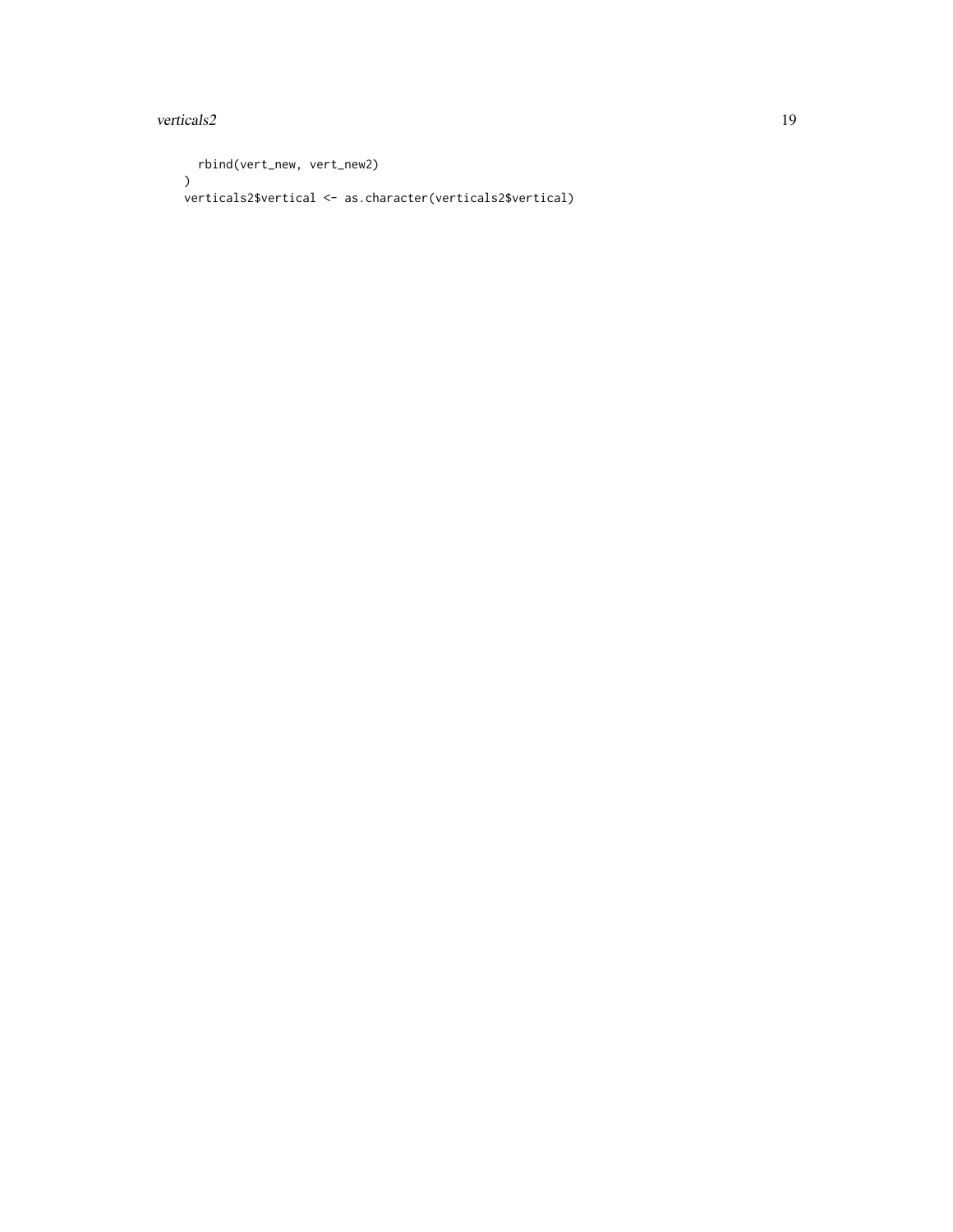```
  rbind(vert_new, vert_new2)
)
verticals2$vertical <- as.character(verticals2$vertical)
```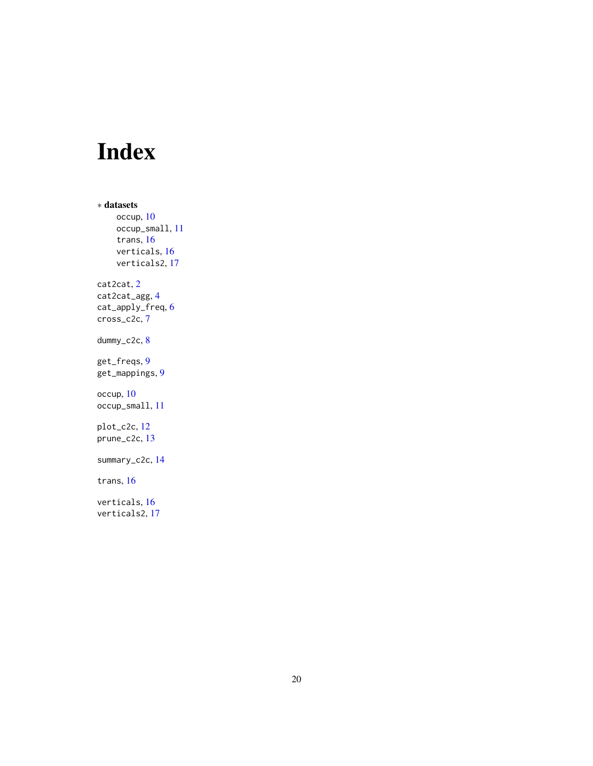# Index

∗ **datasets**

- occup, 10
- occup_small, 11
- trans, 16
- verticals, 16
- verticals2, 17

cat2cat, 2
cat2cat_agg, 4
cat_apply_freq, 6
cross_c2c, 7

dummy_c2c, 8

get_freqs, 9
get_mappings, 9

occup, 10
occup_small, 11

plot_c2c, 12
prune_c2c, 13

summary_c2c, 14

trans, 16

verticals, 16
verticals2, 17